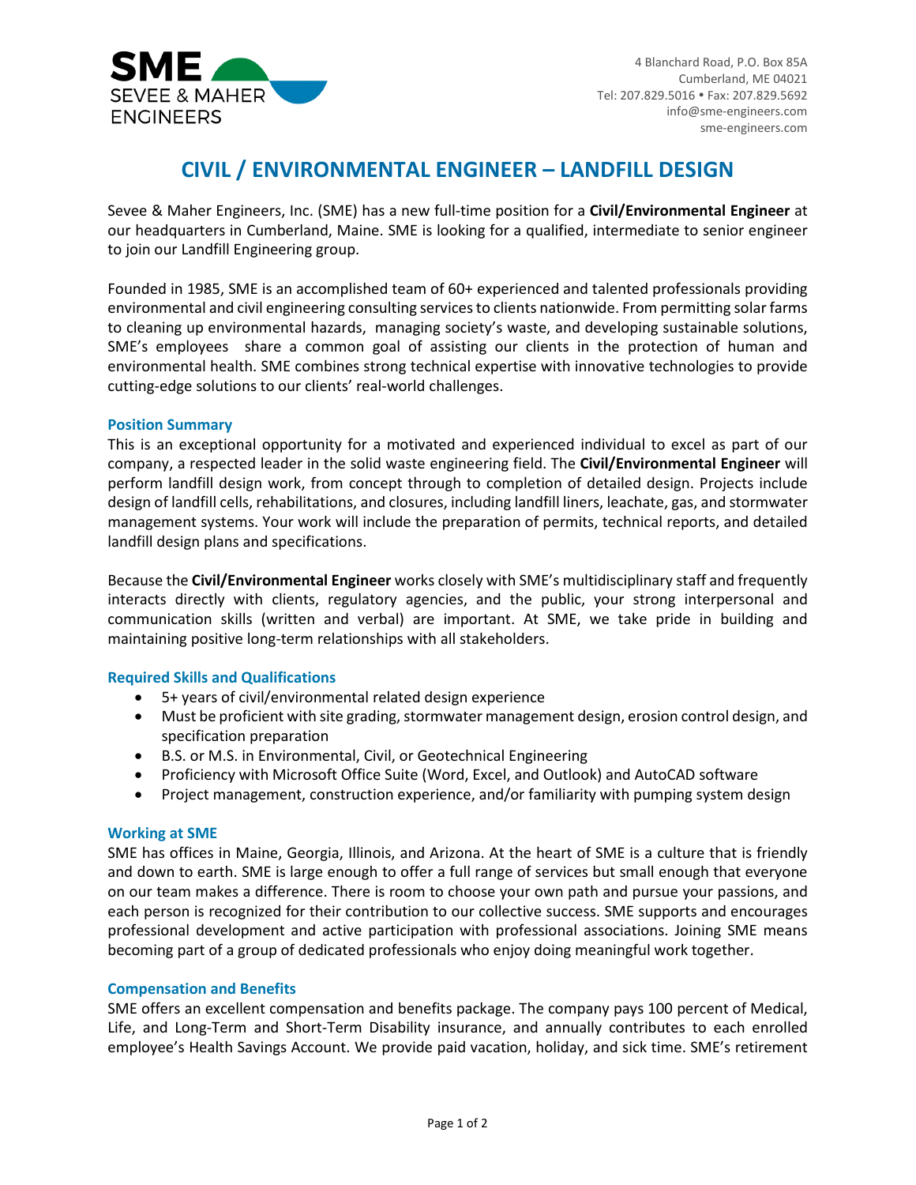**SME**
SEVEE & MAHER
ENGINEERS

4 Blanchard Road, P.O. Box 85A
Cumberland, ME 04021
Tel: 207.829.5016 • Fax: 207.829.5692
info@sme-engineers.com
sme-engineers.com

# CIVIL / ENVIRONMENTAL ENGINEER – LANDFILL DESIGN

Sevee & Maher Engineers, Inc. (SME) has a new full-time position for a **Civil/Environmental Engineer** at our headquarters in Cumberland, Maine. SME is looking for a qualified, intermediate to senior engineer to join our Landfill Engineering group.

Founded in 1985, SME is an accomplished team of 60+ experienced and talented professionals providing environmental and civil engineering consulting services to clients nationwide. From permitting solar farms to cleaning up environmental hazards, managing society's waste, and developing sustainable solutions, SME's employees share a common goal of assisting our clients in the protection of human and environmental health. SME combines strong technical expertise with innovative technologies to provide cutting-edge solutions to our clients' real-world challenges.

## Position Summary

This is an exceptional opportunity for a motivated and experienced individual to excel as part of our company, a respected leader in the solid waste engineering field. The **Civil/Environmental Engineer** will perform landfill design work, from concept through to completion of detailed design. Projects include design of landfill cells, rehabilitations, and closures, including landfill liners, leachate, gas, and stormwater management systems. Your work will include the preparation of permits, technical reports, and detailed landfill design plans and specifications.

Because the **Civil/Environmental Engineer** works closely with SME's multidisciplinary staff and frequently interacts directly with clients, regulatory agencies, and the public, your strong interpersonal and communication skills (written and verbal) are important. At SME, we take pride in building and maintaining positive long-term relationships with all stakeholders.

## Required Skills and Qualifications

- 5+ years of civil/environmental related design experience
- Must be proficient with site grading, stormwater management design, erosion control design, and specification preparation
- B.S. or M.S. in Environmental, Civil, or Geotechnical Engineering
- Proficiency with Microsoft Office Suite (Word, Excel, and Outlook) and AutoCAD software
- Project management, construction experience, and/or familiarity with pumping system design

## Working at SME

SME has offices in Maine, Georgia, Illinois, and Arizona. At the heart of SME is a culture that is friendly and down to earth. SME is large enough to offer a full range of services but small enough that everyone on our team makes a difference. There is room to choose your own path and pursue your passions, and each person is recognized for their contribution to our collective success. SME supports and encourages professional development and active participation with professional associations. Joining SME means becoming part of a group of dedicated professionals who enjoy doing meaningful work together.

## Compensation and Benefits

SME offers an excellent compensation and benefits package. The company pays 100 percent of Medical, Life, and Long-Term and Short-Term Disability insurance, and annually contributes to each enrolled employee's Health Savings Account. We provide paid vacation, holiday, and sick time. SME's retirement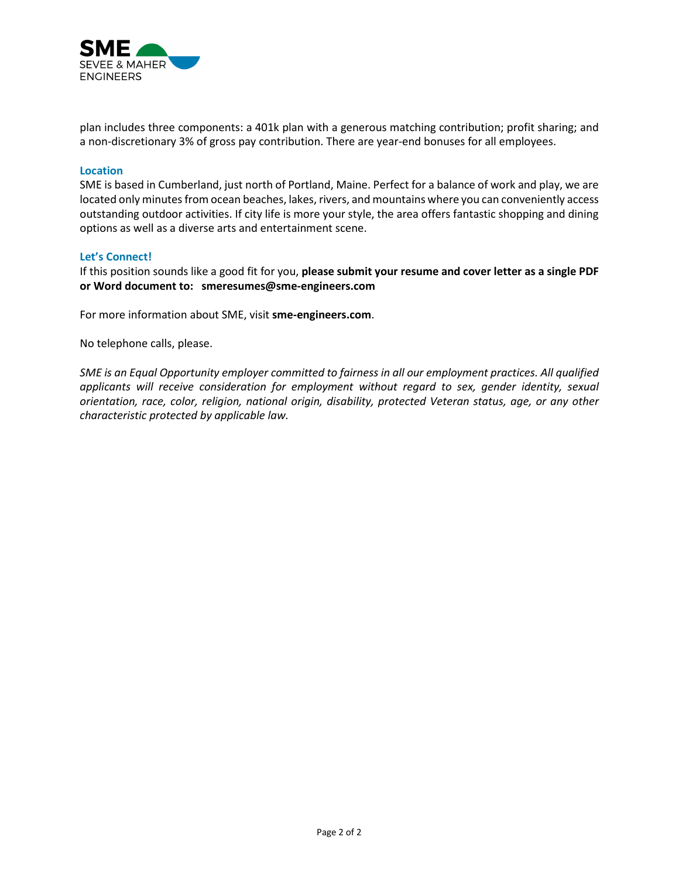plan includes three components: a 401k plan with a generous matching contribution; profit sharing; and a non-discretionary 3% of gross pay contribution. There are year-end bonuses for all employees.

### Location

SME is based in Cumberland, just north of Portland, Maine. Perfect for a balance of work and play, we are located only minutes from ocean beaches, lakes, rivers, and mountains where you can conveniently access outstanding outdoor activities. If city life is more your style, the area offers fantastic shopping and dining options as well as a diverse arts and entertainment scene.

### Let's Connect!

If this position sounds like a good fit for you, **please submit your resume and cover letter as a single PDF or Word document to: smeresumes@sme-engineers.com**

For more information about SME, visit **sme-engineers.com**.

No telephone calls, please.

*SME is an Equal Opportunity employer committed to fairness in all our employment practices. All qualified applicants will receive consideration for employment without regard to sex, gender identity, sexual orientation, race, color, religion, national origin, disability, protected Veteran status, age, or any other characteristic protected by applicable law.*